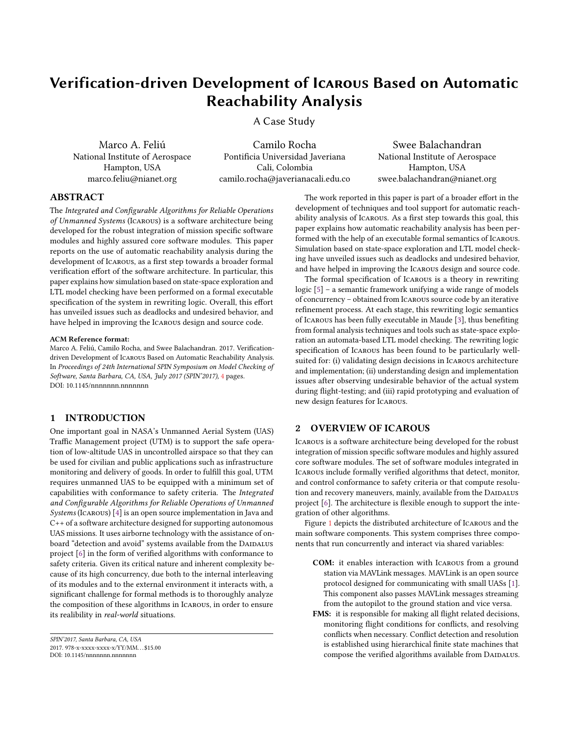# Verification-driven Development of ICAROUS Based on Automatic Reachability Analysis

A Case Study

Marco A. Feliú
National Institute of Aerospace
Hampton, USA
marco.feliu@nianet.org

Camilo Rocha
Pontificia Universidad Javeriana
Cali, Colombia
camilo.rocha@javerianacali.edu.co

Swee Balachandran
National Institute of Aerospace
Hampton, USA
swee.balachandran@nianet.org

## ABSTRACT

The *Integrated and Configurable Algorithms for Reliable Operations of Unmanned Systems* (ICAROUS) is a software architecture being developed for the robust integration of mission specific software modules and highly assured core software modules. This paper reports on the use of automatic reachability analysis during the development of ICAROUS, as a first step towards a broader formal verification effort of the software architecture. In particular, this paper explains how simulation based on state-space exploration and LTL model checking have been performed on a formal executable specification of the system in rewriting logic. Overall, this effort has unveiled issues such as deadlocks and undesired behavior, and have helped in improving the ICAROUS design and source code.

**ACM Reference format:**
Marco A. Feliú, Camilo Rocha, and Swee Balachandran. 2017. Verification-driven Development of ICAROUS Based on Automatic Reachability Analysis. In *Proceedings of 24th International SPIN Symposium on Model Checking of Software, Santa Barbara, CA, USA, July 2017 (SPIN'2017),* 4 pages.
DOI: 10.1145/nnnnnnn.nnnnnnn

## 1 INTRODUCTION

One important goal in NASA's Unmanned Aerial System (UAS) Traffic Management project (UTM) is to support the safe operation of low-altitude UAS in uncontrolled airspace so that they can be used for civilian and public applications such as infrastructure monitoring and delivery of goods. In order to fulfill this goal, UTM requires unmanned UAS to be equipped with a minimum set of capabilities with conformance to safety criteria. The *Integrated and Configurable Algorithms for Reliable Operations of Unmanned Systems* (ICAROUS) [4] is an open source implementation in Java and C++ of a software architecture designed for supporting autonomous UAS missions. It uses airborne technology with the assistance of onboard "detection and avoid" systems available from the DAIDALUS project [6] in the form of verified algorithms with conformance to safety criteria. Given its critical nature and inherent complexity because of its high concurrency, due both to the internal interleaving of its modules and to the external environment it interacts with, a significant challenge for formal methods is to thoroughly analyze the composition of these algorithms in ICAROUS, in order to ensure its realibility in *real-world* situations.

SPIN'2017, Santa Barbara, CA, USA
2017. 978-x-xxxx-xxxx-x/YY/MM...$15.00
DOI: 10.1145/nnnnnnn.nnnnnnn

The work reported in this paper is part of a broader effort in the development of techniques and tool support for automatic reachability analysis of ICAROUS. As a first step towards this goal, this paper explains how automatic reachability analysis has been performed with the help of an executable formal semantics of ICAROUS. Simulation based on state-space exploration and LTL model checking have unveiled issues such as deadlocks and undesired behavior, and have helped in improving the ICAROUS design and source code.

The formal specification of ICAROUS is a theory in rewriting logic [5] – a semantic framework unifying a wide range of models of concurrency – obtained from ICAROUS source code by an iterative refinement process. At each stage, this rewriting logic semantics of ICAROUS has been fully executable in Maude [3], thus benefiting from formal analysis techniques and tools such as state-space exploration an automata-based LTL model checking. The rewriting logic specification of ICAROUS has been found to be particularly well-suited for: (i) validating design decisions in ICAROUS architecture and implementation; (ii) understanding design and implementation issues after observing undesirable behavior of the actual system during flight-testing; and (iii) rapid prototyping and evaluation of new design features for ICAROUS.

## 2 OVERVIEW OF ICAROUS

ICAROUS is a software architecture being developed for the robust integration of mission specific software modules and highly assured core software modules. The set of software modules integrated in ICAROUS include formally verified algorithms that detect, monitor, and control conformance to safety criteria or that compute resolution and recovery maneuvers, mainly, available from the DAIDALUS project [6]. The architecture is flexible enough to support the integration of other algorithms.

Figure 1 depicts the distributed architecture of ICAROUS and the main software components. This system comprises three components that run concurrently and interact via shared variables:

- **COM:** it enables interaction with ICAROUS from a ground station via MAVLink messages. MAVLink is an open source protocol designed for communicating with small UASs [1]. This component also passes MAVLink messages streaming from the autopilot to the ground station and vice versa.
- **FMS:** it is responsible for making all flight related decisions, monitoring flight conditions for conflicts, and resolving conflicts when necessary. Conflict detection and resolution is established using hierarchical finite state machines that compose the verified algorithms available from DAIDALUS.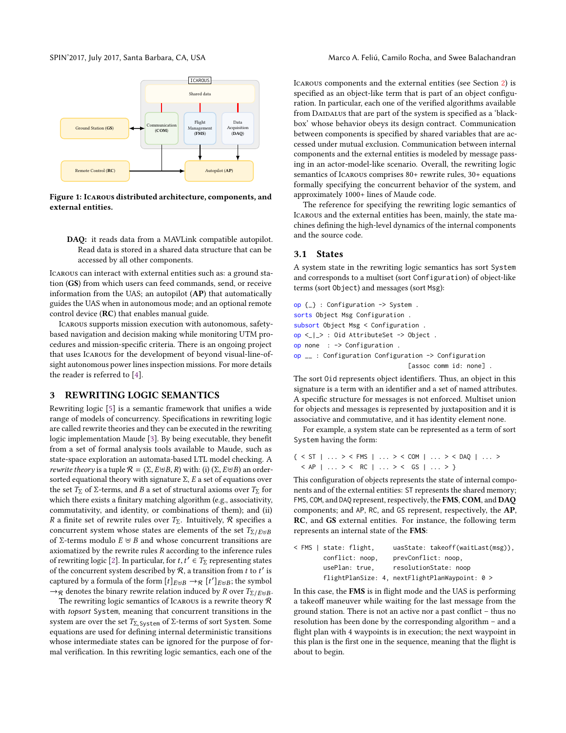**Figure 1: Icarous distributed architecture, components, and external entities.**

**DAQ:** it reads data from a MAVLink compatible autopilot. Read data is stored in a shared data structure that can be accessed by all other components.

Icarous can interact with external entities such as: a ground station (**GS**) from which users can feed commands, send, or receive information from the UAS; an autopilot (**AP**) that automatically guides the UAS when in autonomous mode; and an optional remote control device (**RC**) that enables manual guide.

Icarous supports mission execution with autonomous, safety-based navigation and decision making while monitoring UTM procedures and mission-specific criteria. There is an ongoing project that uses Icarous for the development of beyond visual-line-of-sight autonomous power lines inspection missions. For more details the reader is referred to [4].

## 3 REWRITING LOGIC SEMANTICS

Rewriting logic [5] is a semantic framework that unifies a wide range of models of concurrency. Specifications in rewriting logic are called rewrite theories and they can be executed in the rewriting logic implementation Maude [3]. By being executable, they benefit from a set of formal analysis tools available to Maude, such as state-space exploration an automata-based LTL model checking. A *rewrite theory* is a tuple $\mathcal{R} = (\Sigma, E \uplus B, R)$ with: (i) $(\Sigma, E \uplus B)$ an order-sorted equational theory with signature $\Sigma$, $E$ a set of equations over the set $T_\Sigma$ of $\Sigma$-terms, and $B$ a set of structural axioms over $T_\Sigma$ for which there exists a finitary matching algorithm (e.g., associativity, commutativity, and identity, or combinations of them); and (ii) $R$ a finite set of rewrite rules over $T_\Sigma$. Intuitively, $\mathcal{R}$ specifies a concurrent system whose states are elements of the set $T_{\Sigma/E \uplus B}$ of $\Sigma$-terms modulo $E \uplus B$ and whose concurrent transitions are axiomatized by the rewrite rules $R$ according to the inference rules of rewriting logic [2]. In particular, for $t, t' \in T_\Sigma$ representing states of the concurrent system described by $\mathcal{R}$, a transition from $t$ to $t'$ is captured by a formula of the form $[t]_{E \uplus B} \rightarrow_{\mathcal{R}} [t']_{E \uplus B}$; the symbol $\rightarrow_{\mathcal{R}}$ denotes the binary rewrite relation induced by $R$ over $T_{\Sigma/E \uplus B}$.

The rewriting logic semantics of Icarous is a rewrite theory $\mathcal{R}$ with *topsort* `System`, meaning that concurrent transitions in the system are over the set $T_{\Sigma,\mathtt{System}}$ of $\Sigma$-terms of sort `System`. Some equations are used for defining internal deterministic transitions whose intermediate states can be ignored for the purpose of formal verification. In this rewriting logic semantics, each one of the Icarous components and the external entities (see Section 2) is specified as an object-like term that is part of an object configuration. In particular, each one of the verified algorithms available from Daidalus that are part of the system is specified as a 'black-box' whose behavior obeys its design contract. Communication between components is specified by shared variables that are accessed under mutual exclusion. Communication between internal components and the external entities is modeled by message passing in an actor-model-like scenario. Overall, the rewriting logic semantics of Icarous comprises 80+ rewrite rules, 30+ equations formally specifying the concurrent behavior of the system, and approximately 1000+ lines of Maude code.

The reference for specifying the rewriting logic semantics of Icarous and the external entities has been, mainly, the state machines defining the high-level dynamics of the internal components and the source code.

### 3.1 States

A system state in the rewriting logic semantics has sort `System` and corresponds to a multiset (sort `Configuration`) of object-like terms (sort `Object`) and messages (sort `Msg`):

```
op {_} : Configuration -> System .
sorts Object Msg Configuration .
subsort Object Msg < Configuration .
op <_|_> : Oid AttributeSet -> Object .
op none  : -> Configuration .
op __ : Configuration Configuration -> Configuration
                                  [assoc comm id: none] .
```

The sort `Oid` represents object identifiers. Thus, an object in this signature is a term with an identifier and a set of named attributes. A specific structure for messages is not enforced. Multiset union for objects and messages is represented by juxtaposition and it is associative and commutative, and it has identity element none.

For example, a system state can be represented as a term of sort `System` having the form:

```
{ < ST | ... > < FMS | ... > < COM | ... > < DAQ | ... >
  < AP | ... > <  RC | ... > <  GS | ... > }
```

This configuration of objects represents the state of internal components and of the external entities: `ST` represents the shared memory; `FMS`, `COM`, and `DAQ` represent, respectively, the **FMS**, **COM**, and **DAQ** components; and `AP`, `RC`, and `GS` represent, respectively, the **AP**, **RC**, and **GS** external entities. For instance, the following term represents an internal state of the **FMS**:

```
< FMS | state: flight,     uasState: takeoff(waitLast(msg)),
        conflict: noop,    prevConflict: noop,
        usePlan: true,     resolutionState: noop
        flightPlanSize: 4, nextFlightPlanWaypoint: 0 >
```

In this case, the **FMS** is in flight mode and the UAS is performing a takeoff maneuver while waiting for the last message from the ground station. There is not an active nor a past conflict – thus no resolution has been done by the corresponding algorithm – and a flight plan with 4 waypoints is in execution; the next waypoint in this plan is the first one in the sequence, meaning that the flight is about to begin.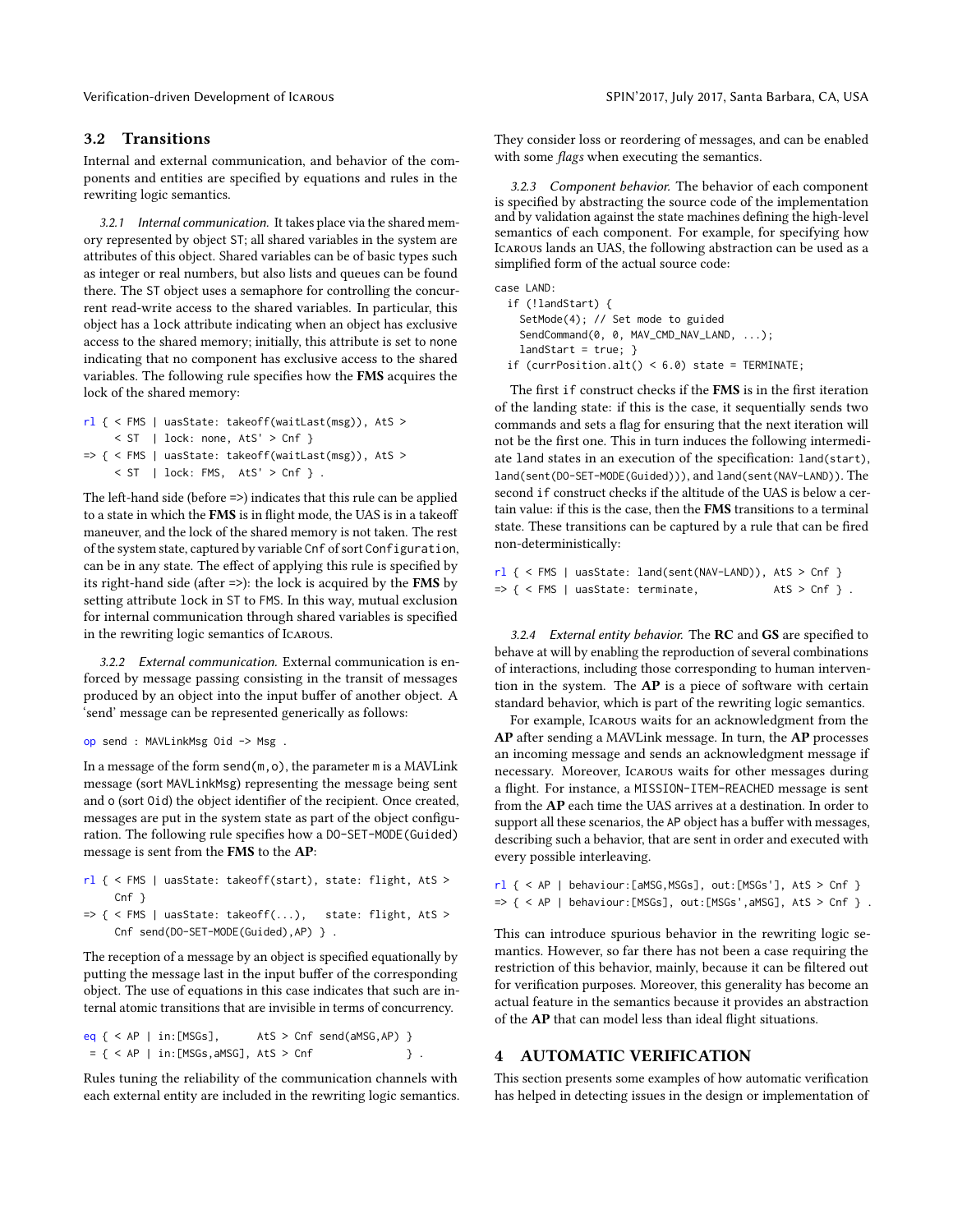## 3.2 Transitions

Internal and external communication, and behavior of the components and entities are specified by equations and rules in the rewriting logic semantics.

*3.2.1 Internal communication.* It takes place via the shared memory represented by object ST; all shared variables in the system are attributes of this object. Shared variables can be of basic types such as integer or real numbers, but also lists and queues can be found there. The ST object uses a semaphore for controlling the concurrent read-write access to the shared variables. In particular, this object has a lock attribute indicating when an object has exclusive access to the shared memory; initially, this attribute is set to none indicating that no component has exclusive access to the shared variables. The following rule specifies how the **FMS** acquires the lock of the shared memory:

```
rl { < FMS | uasState: takeoff(waitLast(msg)), AtS >
     < ST  | lock: none, AtS' > Cnf }
=> { < FMS | uasState: takeoff(waitLast(msg)), AtS >
     < ST  | lock: FMS,  AtS' > Cnf } .
```

The left-hand side (before =>) indicates that this rule can be applied to a state in which the **FMS** is in flight mode, the UAS is in a takeoff maneuver, and the lock of the shared memory is not taken. The rest of the system state, captured by variable Cnf of sort Configuration, can be in any state. The effect of applying this rule is specified by its right-hand side (after =>): the lock is acquired by the **FMS** by setting attribute lock in ST to FMS. In this way, mutual exclusion for internal communication through shared variables is specified in the rewriting logic semantics of Icarous.

*3.2.2 External communication.* External communication is enforced by message passing consisting in the transit of messages produced by an object into the input buffer of another object. A 'send' message can be represented generically as follows:

```
op send : MAVLinkMsg Oid -> Msg .
```

In a message of the form send(m,o), the parameter m is a MAVLink message (sort MAVLinkMsg) representing the message being sent and o (sort Oid) the object identifier of the recipient. Once created, messages are put in the system state as part of the object configuration. The following rule specifies how a DO-SET-MODE(Guided) message is sent from the **FMS** to the **AP**:

```
rl { < FMS | uasState: takeoff(start), state: flight, AtS >
     Cnf }
=> { < FMS | uasState: takeoff(...),   state: flight, AtS >
     Cnf send(DO-SET-MODE(Guided),AP) } .
```

The reception of a message by an object is specified equationally by putting the message last in the input buffer of the corresponding object. The use of equations in this case indicates that such are internal atomic transitions that are invisible in terms of concurrency.

```
eq { < AP | in:[MSGs],      AtS > Cnf send(aMSG,AP) }
 = { < AP | in:[MSGs,aMSG], AtS > Cnf              } .
```

Rules tuning the reliability of the communication channels with each external entity are included in the rewriting logic semantics. They consider loss or reordering of messages, and can be enabled with some *flags* when executing the semantics.

*3.2.3 Component behavior.* The behavior of each component is specified by abstracting the source code of the implementation and by validation against the state machines defining the high-level semantics of each component. For example, for specifying how Icarous lands an UAS, the following abstraction can be used as a simplified form of the actual source code:

```
case LAND:
  if (!landStart) {
    SetMode(4); // Set mode to guided
    SendCommand(0, 0, MAV_CMD_NAV_LAND, ...);
    landStart = true; }
  if (currPosition.alt() < 6.0) state = TERMINATE;
```

The first if construct checks if the **FMS** is in the first iteration of the landing state: if this is the case, it sequentially sends two commands and sets a flag for ensuring that the next iteration will not be the first one. This in turn induces the following intermediate land states in an execution of the specification: land(start), land(sent(DO-SET-MODE(Guided))), and land(sent(NAV-LAND)). The second if construct checks if the altitude of the UAS is below a certain value: if this is the case, then the **FMS** transitions to a terminal state. These transitions can be captured by a rule that can be fired non-deterministically:

```
rl { < FMS | uasState: land(sent(NAV-LAND)), AtS > Cnf }
=> { < FMS | uasState: terminate,            AtS > Cnf } .
```

*3.2.4 External entity behavior.* The **RC** and **GS** are specified to behave at will by enabling the reproduction of several combinations of interactions, including those corresponding to human intervention in the system. The **AP** is a piece of software with certain standard behavior, which is part of the rewriting logic semantics.

For example, Icarous waits for an acknowledgment from the **AP** after sending a MAVLink message. In turn, the **AP** processes an incoming message and sends an acknowledgment message if necessary. Moreover, Icarous waits for other messages during a flight. For instance, a MISSION-ITEM-REACHED message is sent from the **AP** each time the UAS arrives at a destination. In order to support all these scenarios, the AP object has a buffer with messages, describing such a behavior, that are sent in order and executed with every possible interleaving.

```
rl { < AP | behaviour:[aMSG,MSGs], out:[MSGs'], AtS > Cnf }
=> { < AP | behaviour:[MSGs], out:[MSGs',aMSG], AtS > Cnf } .
```

This can introduce spurious behavior in the rewriting logic semantics. However, so far there has not been a case requiring the restriction of this behavior, mainly, because it can be filtered out for verification purposes. Moreover, this generality has become an actual feature in the semantics because it provides an abstraction of the **AP** that can model less than ideal flight situations.

# 4 AUTOMATIC VERIFICATION

This section presents some examples of how automatic verification has helped in detecting issues in the design or implementation of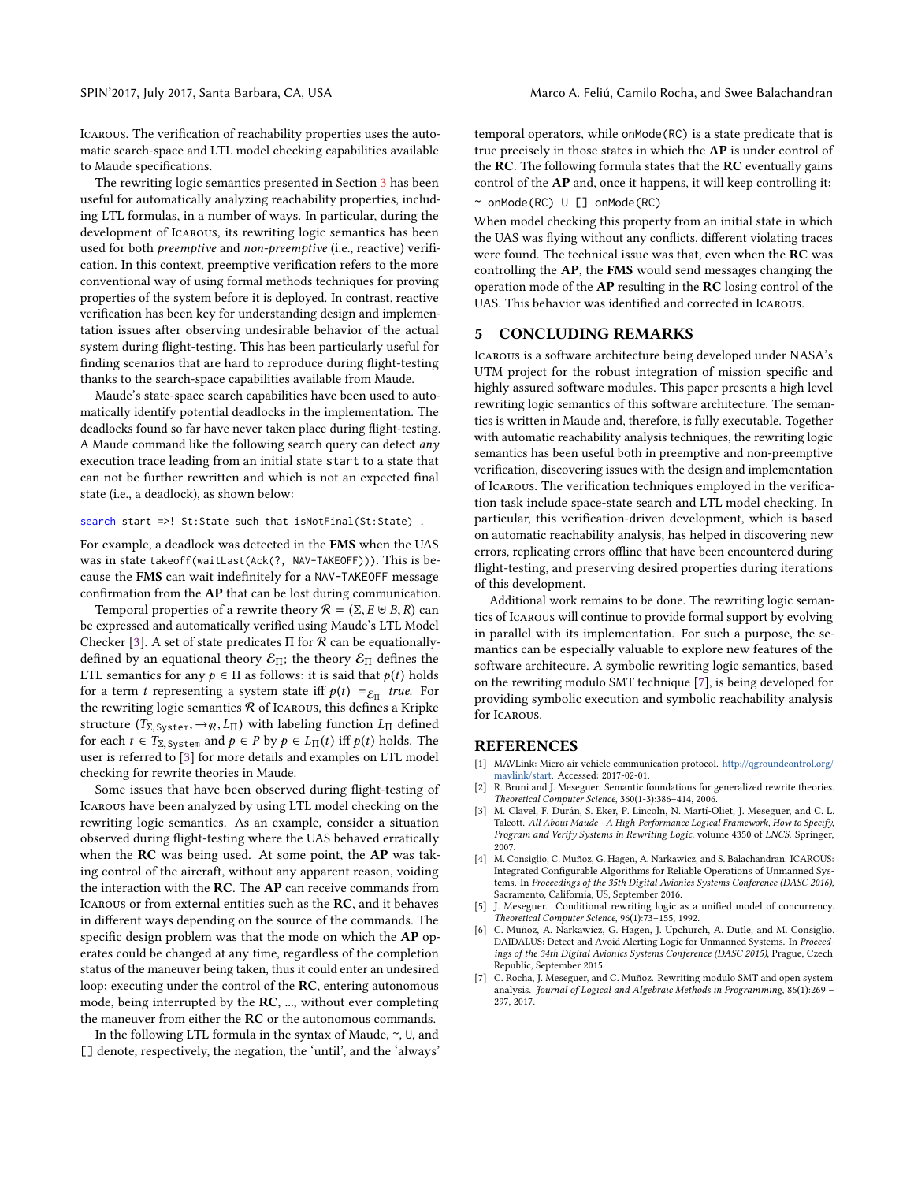Icarous. The verification of reachability properties uses the automatic search-space and LTL model checking capabilities available to Maude specifications.

The rewriting logic semantics presented in Section 3 has been useful for automatically analyzing reachability properties, including LTL formulas, in a number of ways. In particular, during the development of Icarous, its rewriting logic semantics has been used for both *preemptive* and *non-preemptive* (i.e., reactive) verification. In this context, preemptive verification refers to the more conventional way of using formal methods techniques for proving properties of the system before it is deployed. In contrast, reactive verification has been key for understanding design and implementation issues after observing undesirable behavior of the actual system during flight-testing. This has been particularly useful for finding scenarios that are hard to reproduce during flight-testing thanks to the search-space capabilities available from Maude.

Maude's state-space search capabilities have been used to automatically identify potential deadlocks in the implementation. The deadlocks found so far have never taken place during flight-testing. A Maude command like the following search query can detect *any* execution trace leading from an initial state `start` to a state that can not be further rewritten and which is not an expected final state (i.e., a deadlock), as shown below:

```
search start =>! St:State such that isNotFinal(St:State) .
```

For example, a deadlock was detected in the **FMS** when the UAS was in state `takeoff(waitLast(Ack(?, NAV-TAKEOFF)))`. This is because the **FMS** can wait indefinitely for a `NAV-TAKEOFF` message confirmation from the **AP** that can be lost during communication.

Temporal properties of a rewrite theory $\mathcal{R} = (\Sigma, E \uplus B, R)$ can be expressed and automatically verified using Maude's LTL Model Checker [3]. A set of state predicates $\Pi$ for $\mathcal{R}$ can be equationally-defined by an equational theory $\mathcal{E}_\Pi$; the theory $\mathcal{E}_\Pi$ defines the LTL semantics for any $p \in \Pi$ as follows: it is said that $p(t)$ holds for a term $t$ representing a system state iff $p(t) =_{\mathcal{E}_\Pi} true$. For the rewriting logic semantics $\mathcal{R}$ of Icarous, this defines a Kripke structure $(T_{\Sigma,\texttt{System}}, \rightarrow_{\mathcal{R}}, L_\Pi)$ with labeling function $L_\Pi$ defined for each $t \in T_{\Sigma,\texttt{System}}$ and $p \in P$ by $p \in L_\Pi(t)$ iff $p(t)$ holds. The user is referred to [3] for more details and examples on LTL model checking for rewrite theories in Maude.

Some issues that have been observed during flight-testing of Icarous have been analyzed by using LTL model checking on the rewriting logic semantics. As an example, consider a situation observed during flight-testing where the UAS behaved erratically when the **RC** was being used. At some point, the **AP** was taking control of the aircraft, without any apparent reason, voiding the interaction with the **RC**. The **AP** can receive commands from Icarous or from external entities such as the **RC**, and it behaves in different ways depending on the source of the commands. The specific design problem was that the mode on which the **AP** operates could be changed at any time, regardless of the completion status of the maneuver being taken, thus it could enter an undesired loop: executing under the control of the **RC**, entering autonomous mode, being interrupted by the **RC**, ..., without ever completing the maneuver from either the **RC** or the autonomous commands.

In the following LTL formula in the syntax of Maude, `~`, `U`, and `[]` denote, respectively, the negation, the 'until', and the 'always' temporal operators, while `onMode(RC)` is a state predicate that is true precisely in those states in which the **AP** is under control of the **RC**. The following formula states that the **RC** eventually gains control of the **AP** and, once it happens, it will keep controlling it:

```
~ onMode(RC) U [] onMode(RC)
```

When model checking this property from an initial state in which the UAS was flying without any conflicts, different violating traces were found. The technical issue was that, even when the **RC** was controlling the **AP**, the **FMS** would send messages changing the operation mode of the **AP** resulting in the **RC** losing control of the UAS. This behavior was identified and corrected in Icarous.

## 5 CONCLUDING REMARKS

Icarous is a software architecture being developed under NASA's UTM project for the robust integration of mission specific and highly assured software modules. This paper presents a high level rewriting logic semantics of this software architecture. The semantics is written in Maude and, therefore, is fully executable. Together with automatic reachability analysis techniques, the rewriting logic semantics has been useful both in preemptive and non-preemptive verification, discovering issues with the design and implementation of Icarous. The verification techniques employed in the verification task include space-state search and LTL model checking. In particular, this verification-driven development, which is based on automatic reachability analysis, has helped in discovering new errors, replicating errors offline that have been encountered during flight-testing, and preserving desired properties during iterations of this development.

Additional work remains to be done. The rewriting logic semantics of Icarous will continue to provide formal support by evolving in parallel with its implementation. For such a purpose, the semantics can be especially valuable to explore new features of the software archicture. A symbolic rewriting logic semantics, based on the rewriting modulo SMT technique [7], is being developed for providing symbolic execution and symbolic reachability analysis for Icarous.

## REFERENCES

[1] MAVLink: Micro air vehicle communication protocol. http://qgroundcontrol.org/mavlink/start. Accessed: 2017-02-01.

[2] R. Bruni and J. Meseguer. Semantic foundations for generalized rewrite theories. *Theoretical Computer Science*, 360(1-3):386–414, 2006.

[3] M. Clavel, F. Durán, S. Eker, P. Lincoln, N. Martí-Oliet, J. Meseguer, and C. L. Talcott. *All About Maude - A High-Performance Logical Framework, How to Specify, Program and Verify Systems in Rewriting Logic*, volume 4350 of *LNCS*. Springer, 2007.

[4] M. Consiglio, C. Muñoz, G. Hagen, A. Narkawicz, and S. Balachandran. ICAROUS: Integrated Configurable Algorithms for Reliable Operations of Unmanned Systems. In *Proceedings of the 35th Digital Avionics Systems Conference (DASC 2016)*, Sacramento, California, US, September 2016.

[5] J. Meseguer. Conditional rewriting logic as a unified model of concurrency. *Theoretical Computer Science*, 96(1):73–155, 1992.

[6] C. Muñoz, A. Narkawicz, G. Hagen, J. Upchurch, A. Dutle, and M. Consiglio. DAIDALUS: Detect and Avoid Alerting Logic for Unmanned Systems. In *Proceedings of the 34th Digital Avionics Systems Conference (DASC 2015)*, Prague, Czech Republic, September 2015.

[7] C. Rocha, J. Meseguer, and C. Muñoz. Rewriting modulo SMT and open system analysis. *Journal of Logical and Algebraic Methods in Programming*, 86(1):269 – 297, 2017.